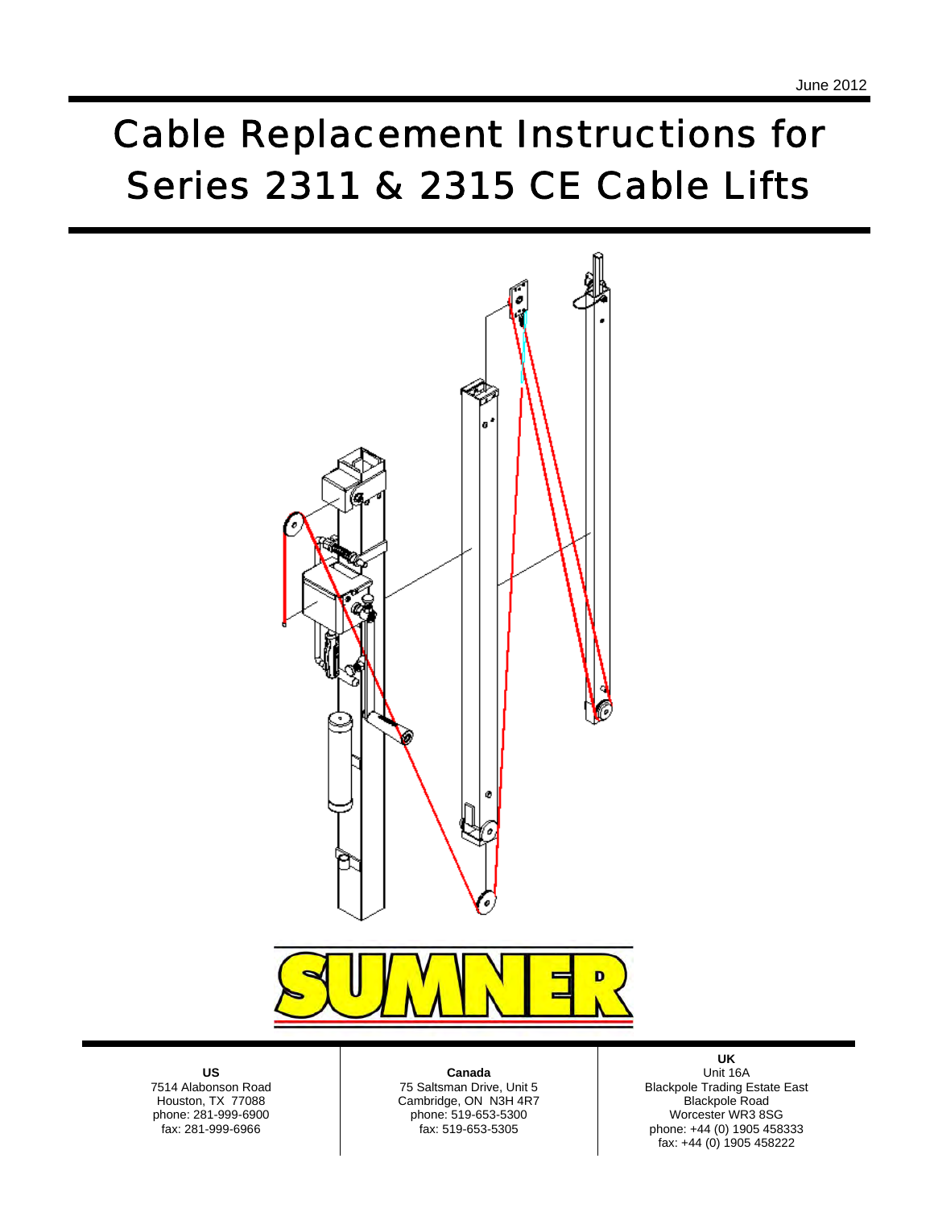June 2012

# Cable Replacement Instructions for Series 2311 & 2315 CE Cable Lifts

SUMNER

**US**
7514 Alabonson Road
Houston, TX 77088
phone: 281-999-6900
fax: 281-999-6966

**Canada**
75 Saltsman Drive, Unit 5
Cambridge, ON N3H 4R7
phone: 519-653-5300
fax: 519-653-5305

**UK**
Unit 16A
Blackpole Trading Estate East
Blackpole Road
Worcester WR3 8SG
phone: +44 (0) 1905 458333
fax: +44 (0) 1905 458222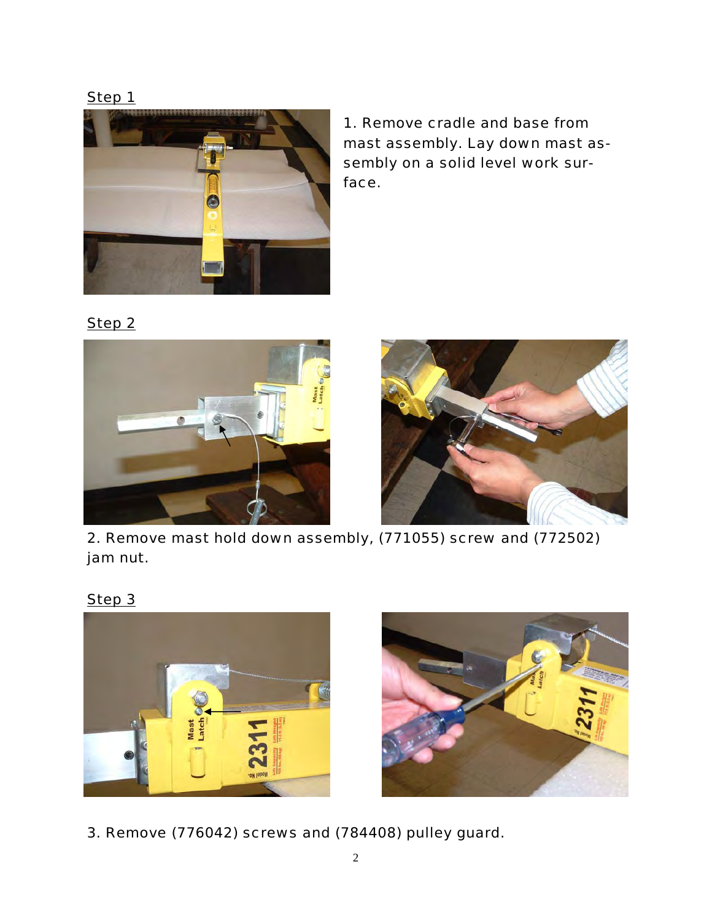Step 1

1. Remove cradle and base from mast assembly. Lay down mast assembly on a solid level work surface.

Step 2

2. Remove mast hold down assembly, (771055) screw and (772502) jam nut.

Step 3

3. Remove (776042) screws and (784408) pulley guard.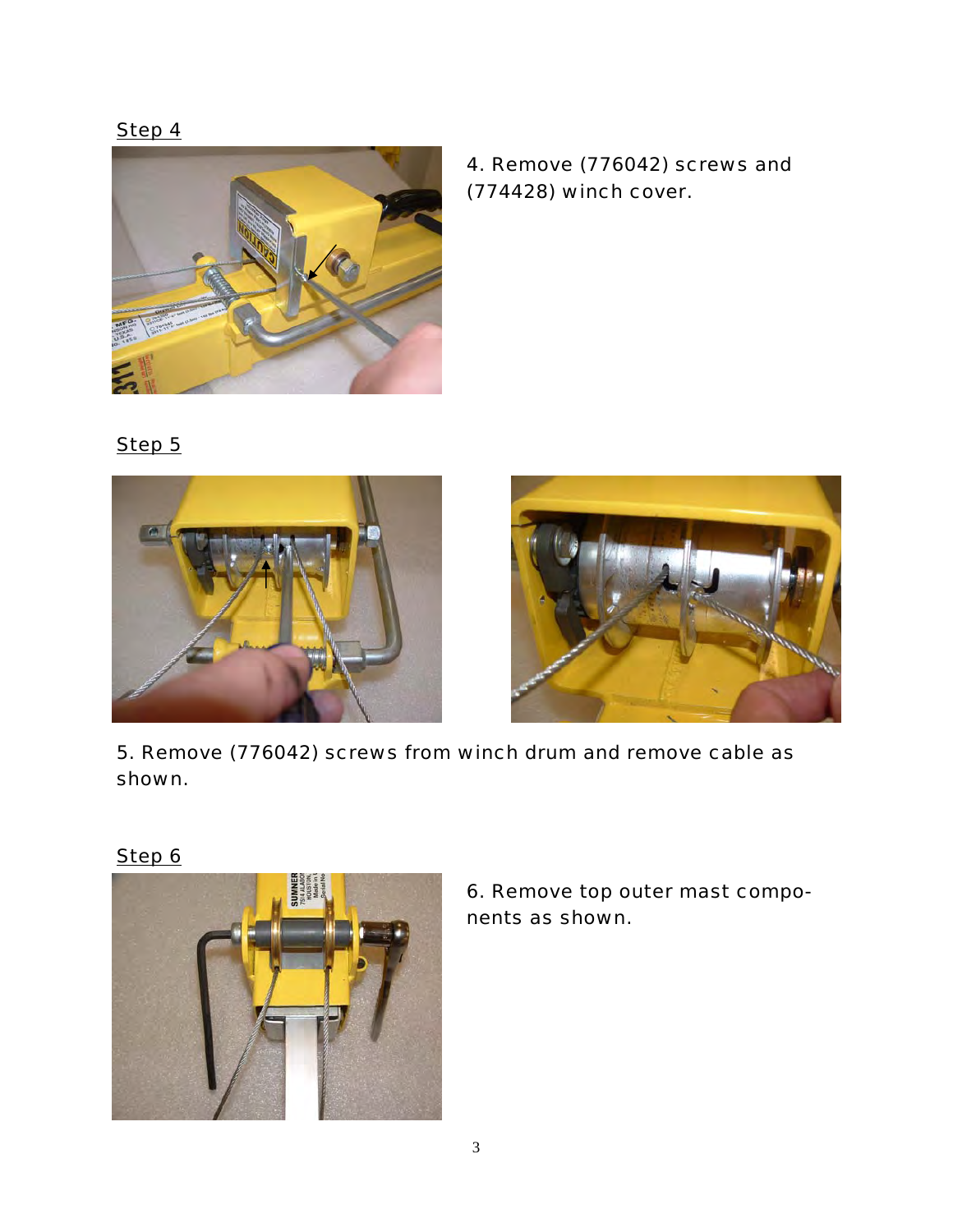Step 4

4. Remove (776042) screws and (774428) winch cover.

Step 5

5. Remove (776042) screws from winch drum and remove cable as shown.

Step 6

6. Remove top outer mast components as shown.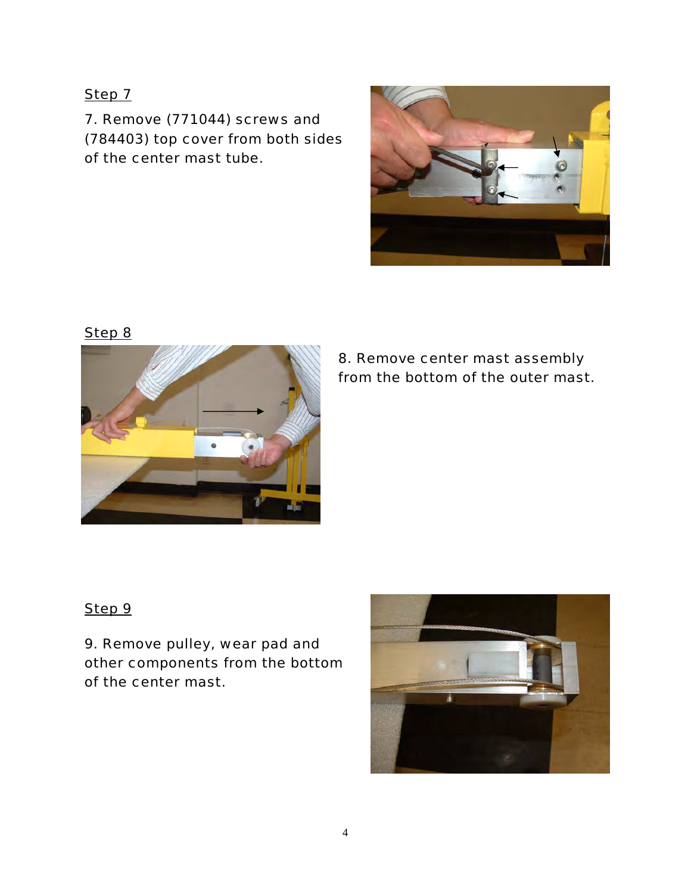Step 7

7. Remove (771044) screws and (784403) top cover from both sides of the center mast tube.

Step 8

8. Remove center mast assembly from the bottom of the outer mast.

Step 9

9. Remove pulley, wear pad and other components from the bottom of the center mast.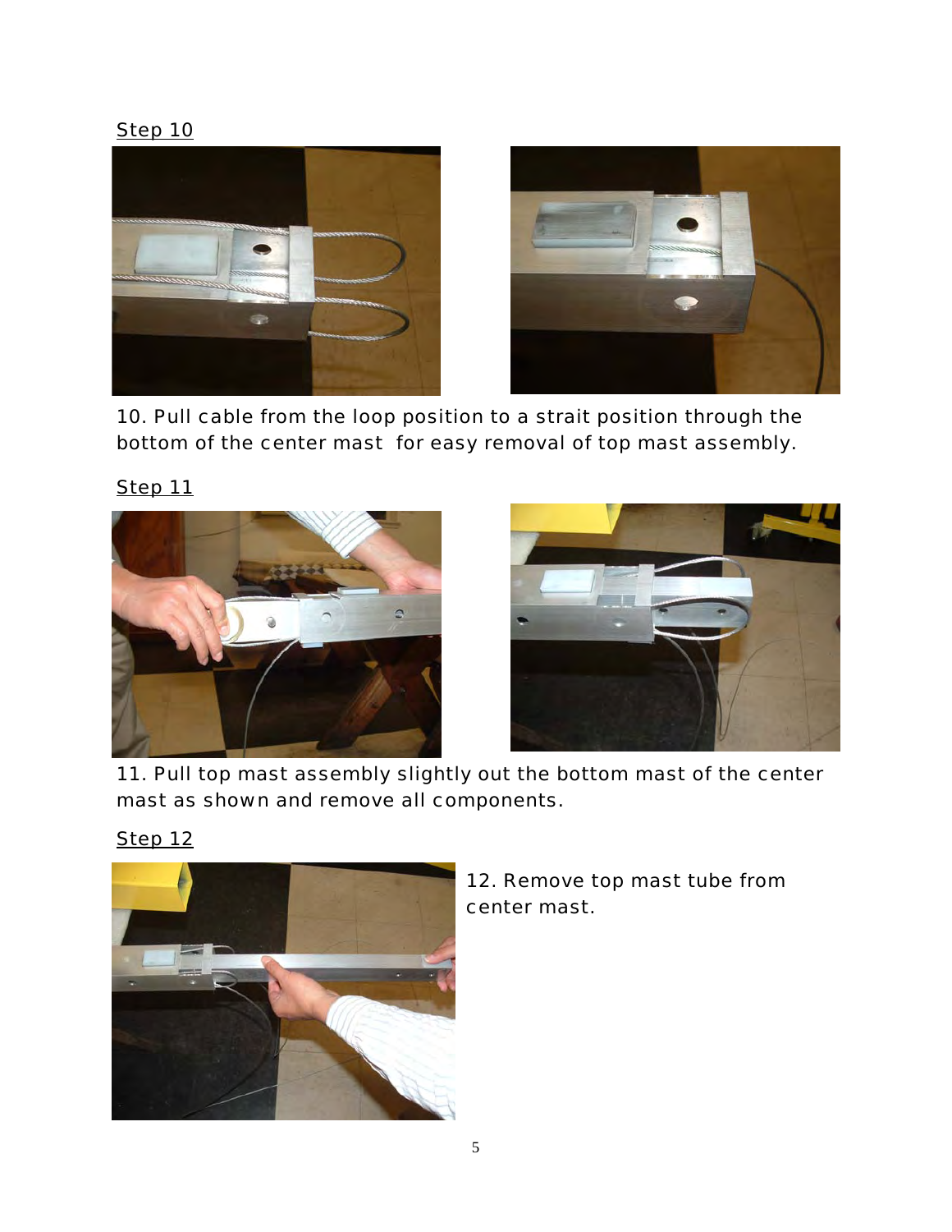Step 10

10. Pull cable from the loop position to a strait position through the bottom of the center mast  for easy removal of top mast assembly.

Step 11

11. Pull top mast assembly slightly out the bottom mast of the center mast as shown and remove all components.

Step 12

12. Remove top mast tube from center mast.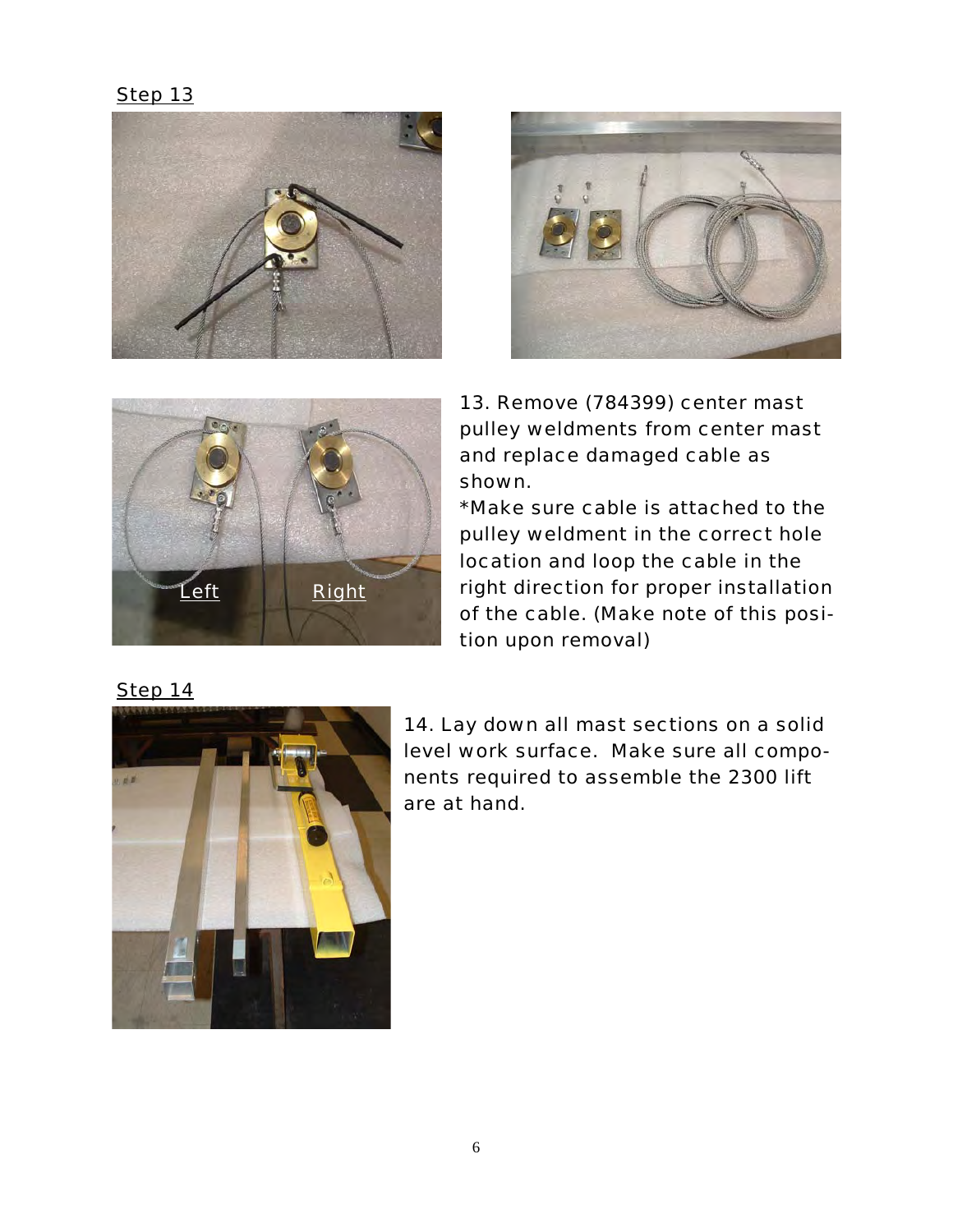Step 13

13. Remove (784399) center mast pulley weldments from center mast and replace damaged cable as shown.

*Make sure cable is attached to the pulley weldment in the correct hole location and loop the cable in the right direction for proper installation of the cable. (Make note of this position upon removal)

Step 14

14. Lay down all mast sections on a solid level work surface. Make sure all components required to assemble the 2300 lift are at hand.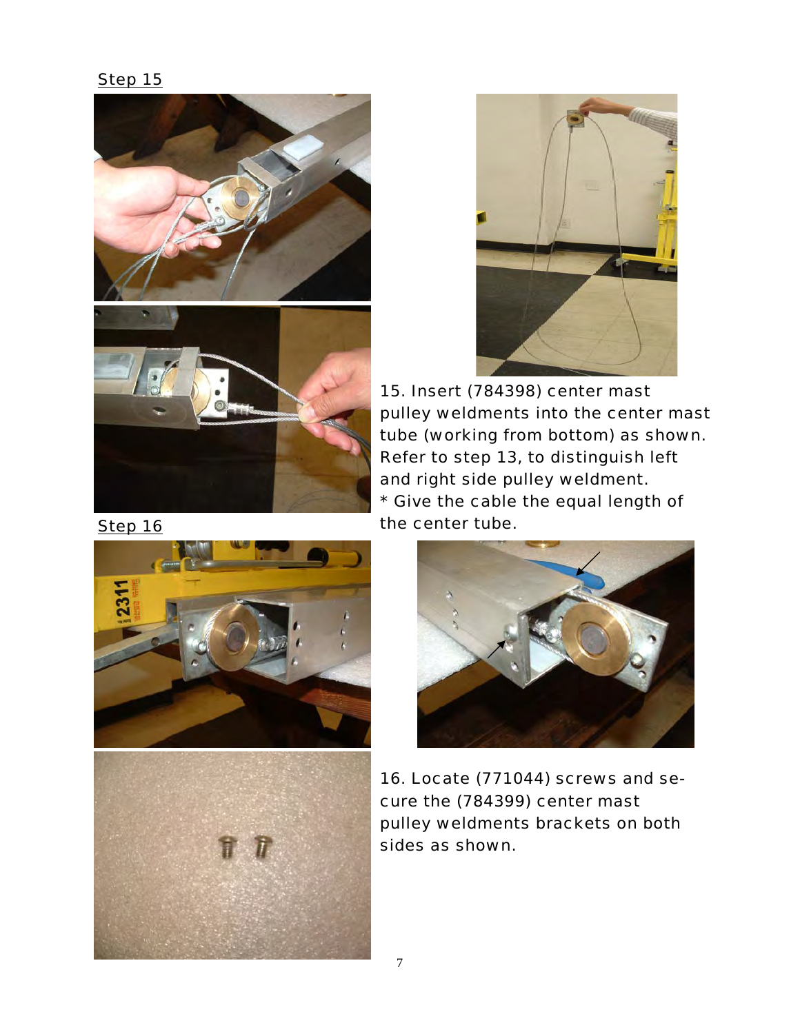Step 15

15. Insert (784398) center mast pulley weldments into the center mast tube (working from bottom) as shown. Refer to step 13, to distinguish left and right side pulley weldment.
* Give the cable the equal length of the center tube.

Step 16

16. Locate (771044) screws and secure the (784399) center mast pulley weldments brackets on both sides as shown.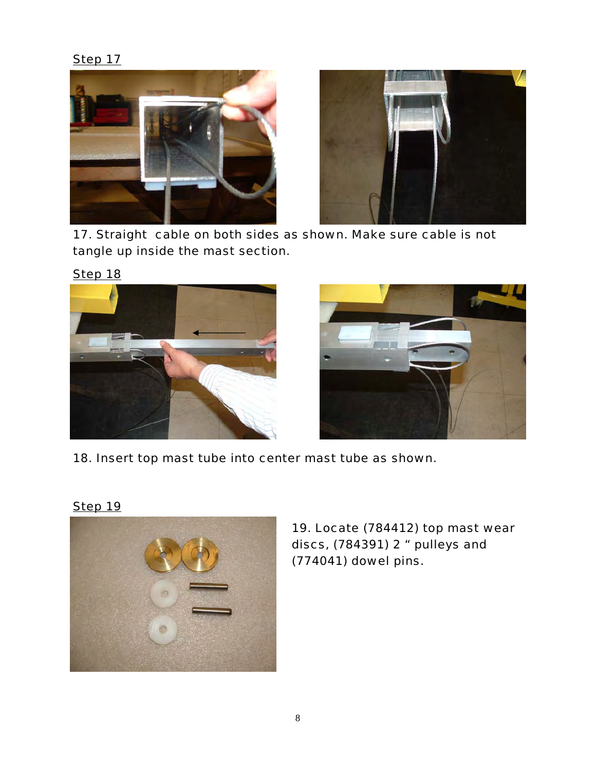Step 17

17. Straight  cable on both sides as shown. Make sure cable is not tangle up inside the mast section.

Step 18

18. Insert top mast tube into center mast tube as shown.

Step 19

19. Locate (784412) top mast wear discs, (784391) 2 " pulleys and (774041) dowel pins.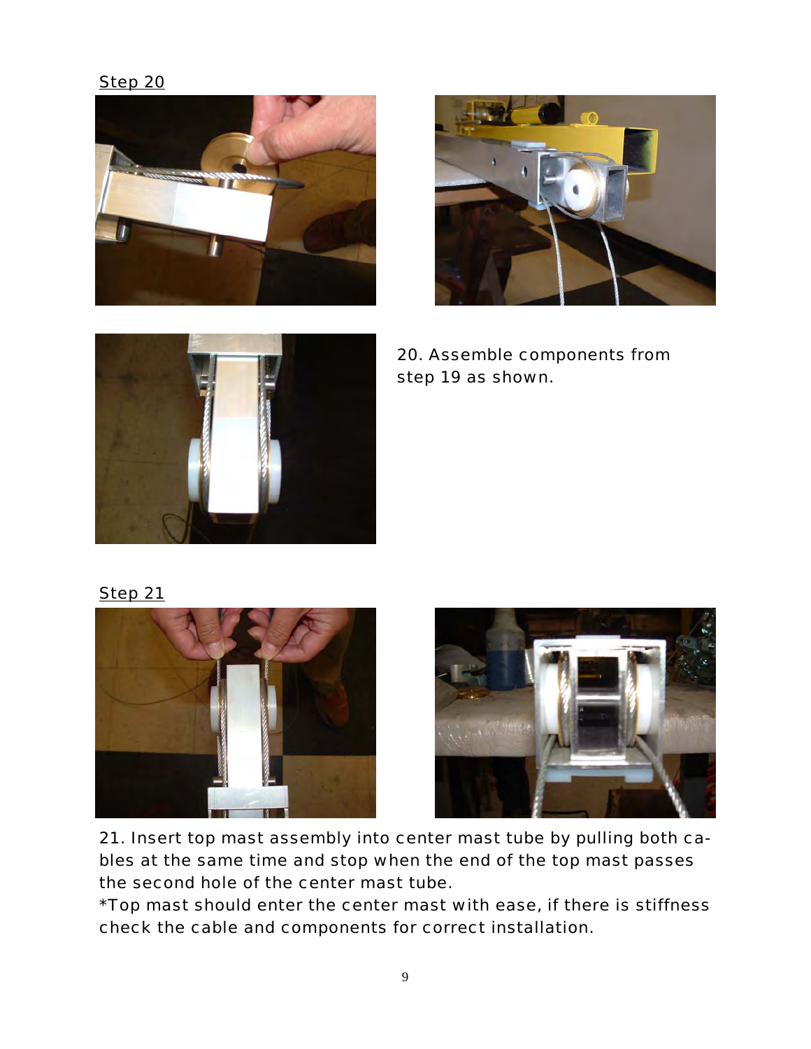Step 20

20. Assemble components from step 19 as shown.

Step 21

21. Insert top mast assembly into center mast tube by pulling both cables at the same time and stop when the end of the top mast passes the second hole of the center mast tube.

*Top mast should enter the center mast with ease, if there is stiffness check the cable and components for correct installation.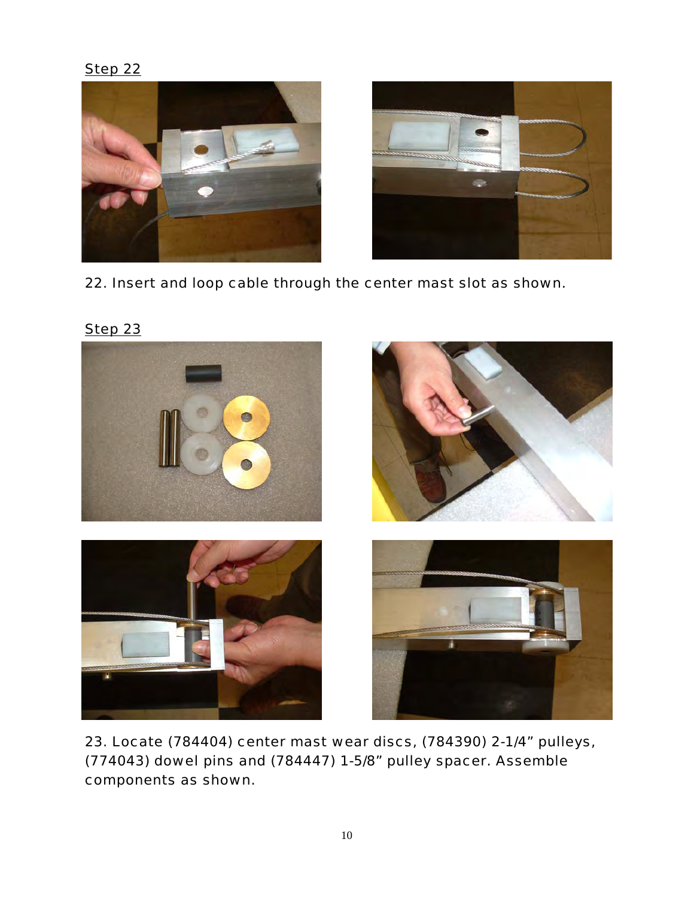Step 22

22. Insert and loop cable through the center mast slot as shown.

Step 23

23. Locate (784404) center mast wear discs, (784390) 2-1/4" pulleys, (774043) dowel pins and (784447) 1-5/8" pulley spacer. Assemble components as shown.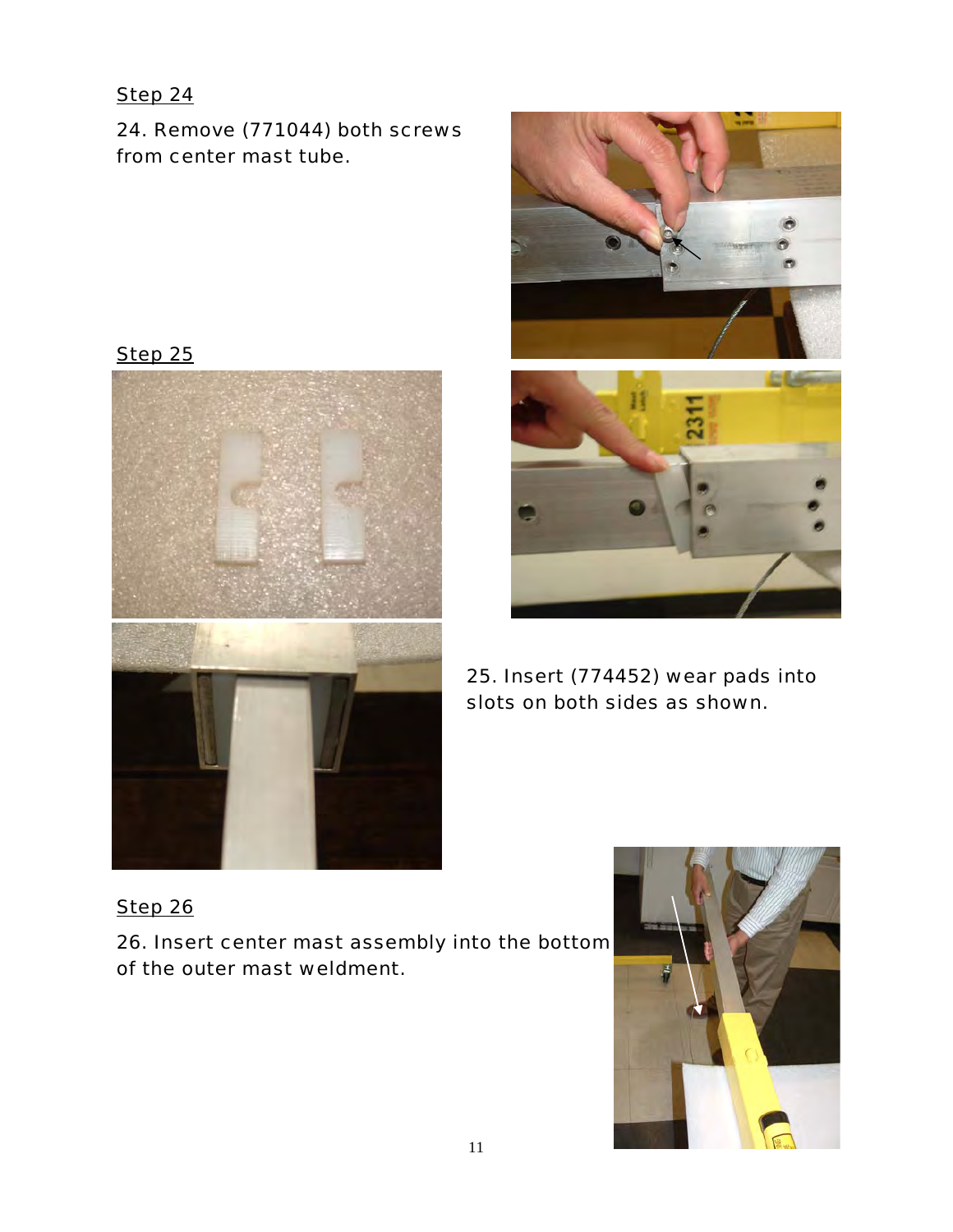Step 24

24. Remove (771044) both screws from center mast tube.

Step 25

25. Insert (774452) wear pads into slots on both sides as shown.

Step 26

26. Insert center mast assembly into the bottom of the outer mast weldment.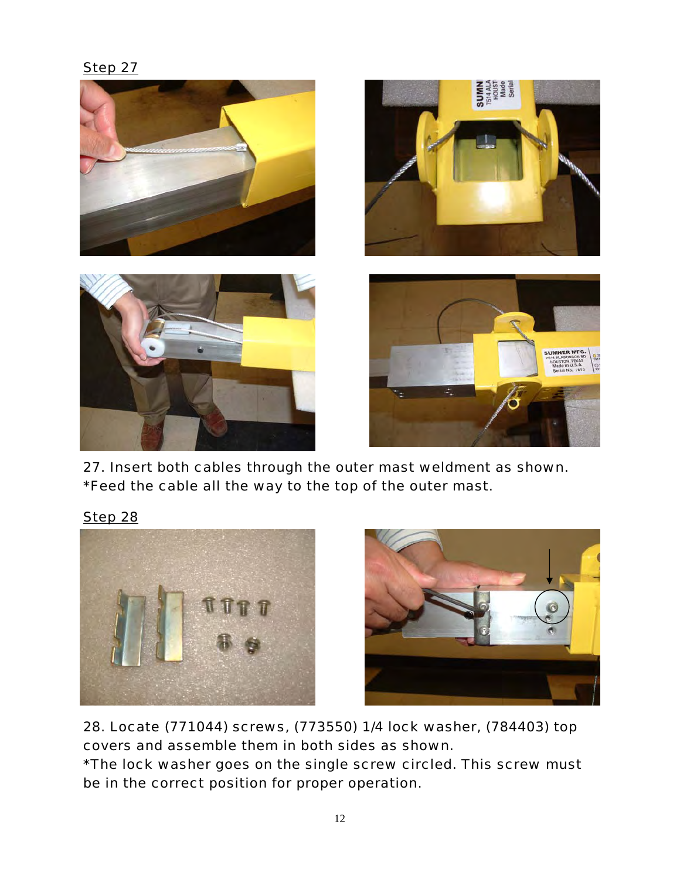Step 27

27. Insert both cables through the outer mast weldment as shown.
*Feed the cable all the way to the top of the outer mast.

Step 28

28. Locate (771044) screws, (773550) 1/4 lock washer, (784403) top covers and assemble them in both sides as shown.
*The lock washer goes on the single screw circled. This screw must be in the correct position for proper operation.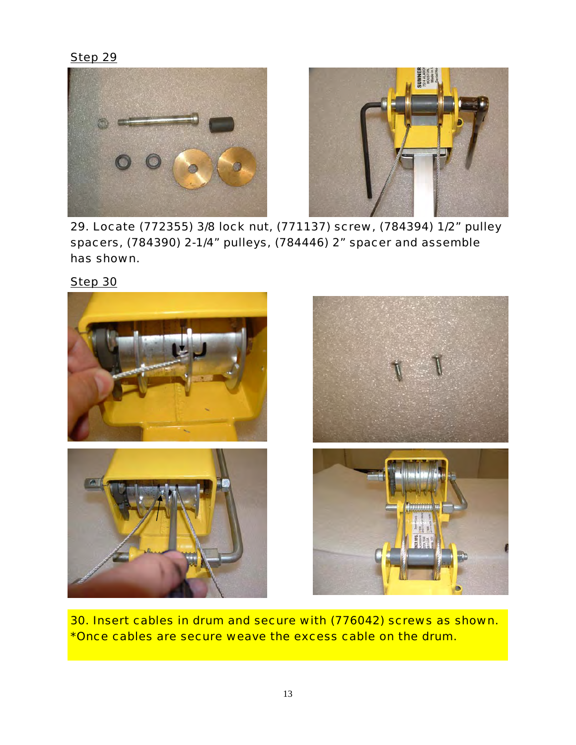Step 29

29. Locate (772355) 3/8 lock nut, (771137) screw, (784394) 1/2" pulley spacers, (784390) 2-1/4" pulleys, (784446) 2" spacer and assemble has shown.

Step 30

30. Insert cables in drum and secure with (776042) screws as shown.
*Once cables are secure weave the excess cable on the drum.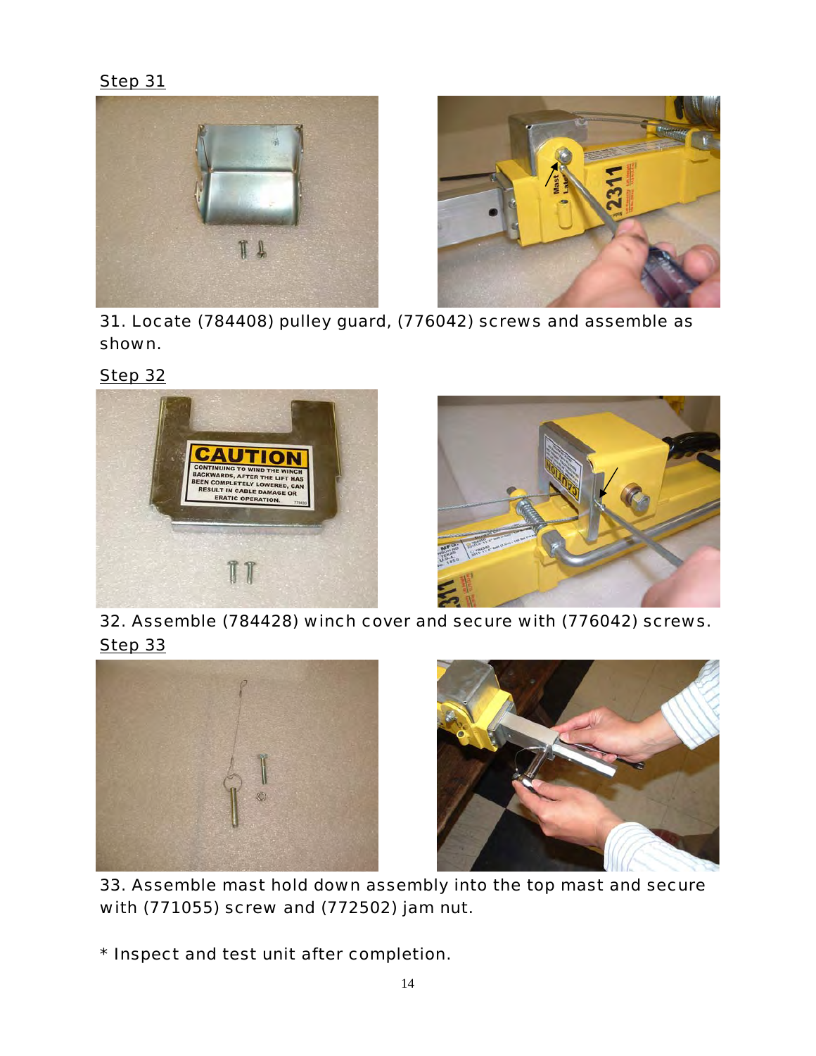Step 31

31. Locate (784408) pulley guard, (776042) screws and assemble as shown.

Step 32

32. Assemble (784428) winch cover and secure with (776042) screws.

Step 33

33. Assemble mast hold down assembly into the top mast and secure with (771055) screw and (772502) jam nut.

* Inspect and test unit after completion.